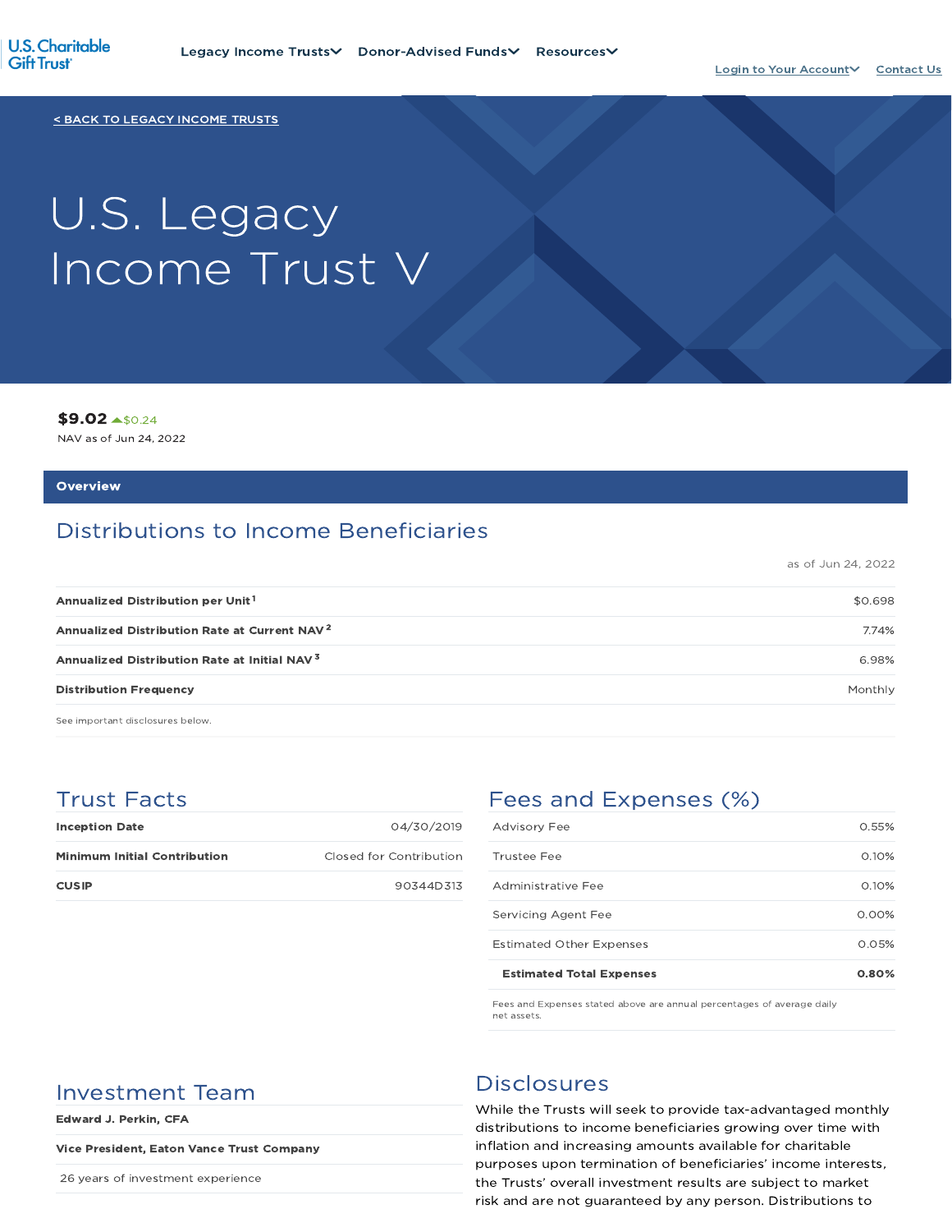U.S. Charitable Gift Trust

Legacy Income Trusts | Donor-Advised Funds | Resources | Login to Your Account | Contact Us

< BACK TO LEGACY INCOME TRUSTS

# U.S. Legacy Income Trust V

**$9.02** ▲$0.24
NAV as of Jun 24, 2022

## Overview

### Distributions to Income Beneficiaries

as of Jun 24, 2022

| | |
|---|---|
| **Annualized Distribution per Unit** [1] | $0.698 |
| **Annualized Distribution Rate at Current NAV** [2] | 7.74% |
| **Annualized Distribution Rate at Initial NAV** [3] | 6.98% |
| **Distribution Frequency** | Monthly |

See important disclosures below.

### Trust Facts

| | |
|---|---|
| **Inception Date** | 04/30/2019 |
| **Minimum Initial Contribution** | Closed for Contribution |
| **CUSIP** | 90344D313 |

### Fees and Expenses (%)

| | |
|---|---|
| Advisory Fee | 0.55% |
| Trustee Fee | 0.10% |
| Administrative Fee | 0.10% |
| Servicing Agent Fee | 0.00% |
| Estimated Other Expenses | 0.05% |
| **Estimated Total Expenses** | **0.80%** |

Fees and Expenses stated above are annual percentages of average daily net assets.

### Investment Team

**Edward J. Perkin, CFA**

**Vice President, Eaton Vance Trust Company**

26 years of investment experience

### Disclosures

While the Trusts will seek to provide tax-advantaged monthly distributions to income beneficiaries growing over time with inflation and increasing amounts available for charitable purposes upon termination of beneficiaries' income interests, the Trusts' overall investment results are subject to market risk and are not guaranteed by any person. Distributions to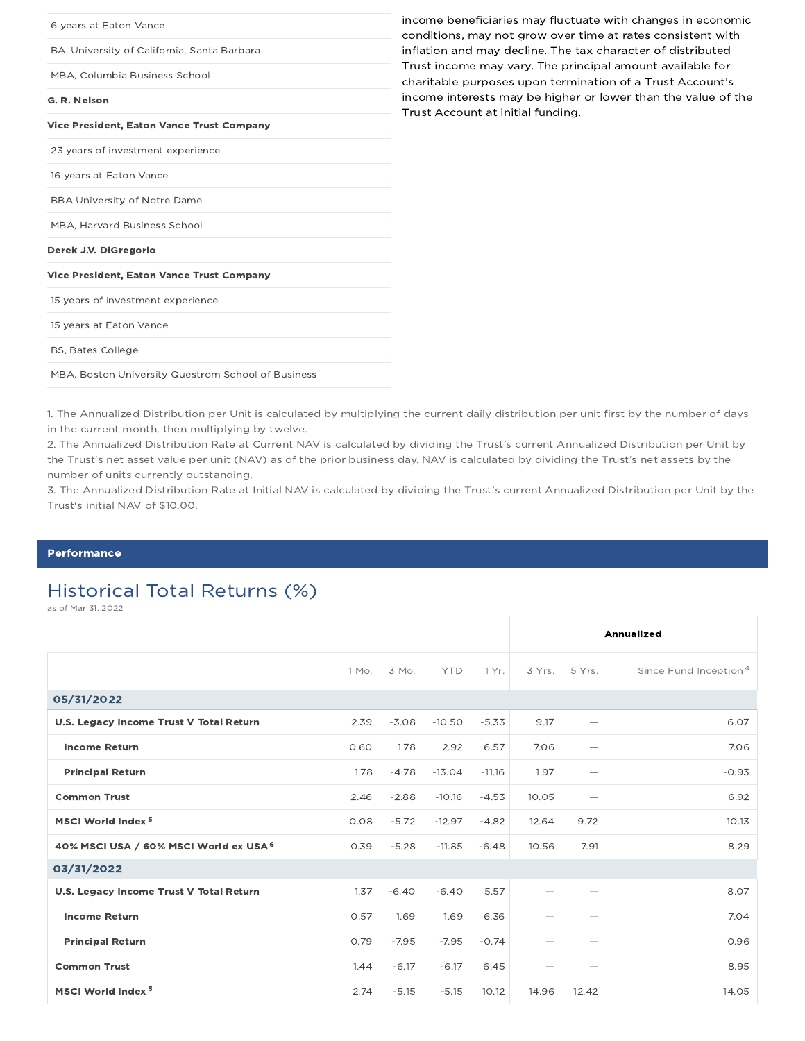| |
|---|
| 6 years at Eaton Vance |
| BA, University of California, Santa Barbara |
| MBA, Columbia Business School |
| **G. R. Nelson** |
| **Vice President, Eaton Vance Trust Company** |
| 23 years of investment experience |
| 16 years at Eaton Vance |
| BBA University of Notre Dame |
| MBA, Harvard Business School |
| **Derek J.V. DiGregorio** |
| **Vice President, Eaton Vance Trust Company** |
| 15 years of investment experience |
| 15 years at Eaton Vance |
| BS, Bates College |
| MBA, Boston University Questrom School of Business |

income beneficiaries may fluctuate with changes in economic conditions, may not grow over time at rates consistent with inflation and may decline. The tax character of distributed Trust income may vary. The principal amount available for charitable purposes upon termination of a Trust Account's income interests may be higher or lower than the value of the Trust Account at initial funding.

1. The Annualized Distribution per Unit is calculated by multiplying the current daily distribution per unit first by the number of days in the current month, then multiplying by twelve.
2. The Annualized Distribution Rate at Current NAV is calculated by dividing the Trust's current Annualized Distribution per Unit by the Trust's net asset value per unit (NAV) as of the prior business day. NAV is calculated by dividing the Trust's net assets by the number of units currently outstanding.
3. The Annualized Distribution Rate at Initial NAV is calculated by dividing the Trust's current Annualized Distribution per Unit by the Trust's initial NAV of $10.00.

## Performance

### Historical Total Returns (%)

as of Mar 31, 2022

| | | | | | Annualized | | |
|---|---|---|---|---|---|---|---|
| | 1 Mo. | 3 Mo. | YTD | 1 Yr. | 3 Yrs. | 5 Yrs. | Since Fund Inception[4] |
| **05/31/2022** | | | | | | | |
| **U.S. Legacy Income Trust V Total Return** | 2.39 | -3.08 | -10.50 | -5.33 | 9.17 | — | 6.07 |
| **Income Return** | 0.60 | 1.78 | 2.92 | 6.57 | 7.06 | — | 7.06 |
| **Principal Return** | 1.78 | -4.78 | -13.04 | -11.16 | 1.97 | — | -0.93 |
| **Common Trust** | 2.46 | -2.88 | -10.16 | -4.53 | 10.05 | — | 6.92 |
| **MSCI World Index[5]** | 0.08 | -5.72 | -12.97 | -4.82 | 12.64 | 9.72 | 10.13 |
| **40% MSCI USA / 60% MSCI World ex USA[6]** | 0.39 | -5.28 | -11.85 | -6.48 | 10.56 | 7.91 | 8.29 |
| **03/31/2022** | | | | | | | |
| **U.S. Legacy Income Trust V Total Return** | 1.37 | -6.40 | -6.40 | 5.57 | — | — | 8.07 |
| **Income Return** | 0.57 | 1.69 | 1.69 | 6.36 | — | — | 7.04 |
| **Principal Return** | 0.79 | -7.95 | -7.95 | -0.74 | — | — | 0.96 |
| **Common Trust** | 1.44 | -6.17 | -6.17 | 6.45 | — | — | 8.95 |
| **MSCI World Index[5]** | 2.74 | -5.15 | -5.15 | 10.12 | 14.96 | 12.42 | 14.05 |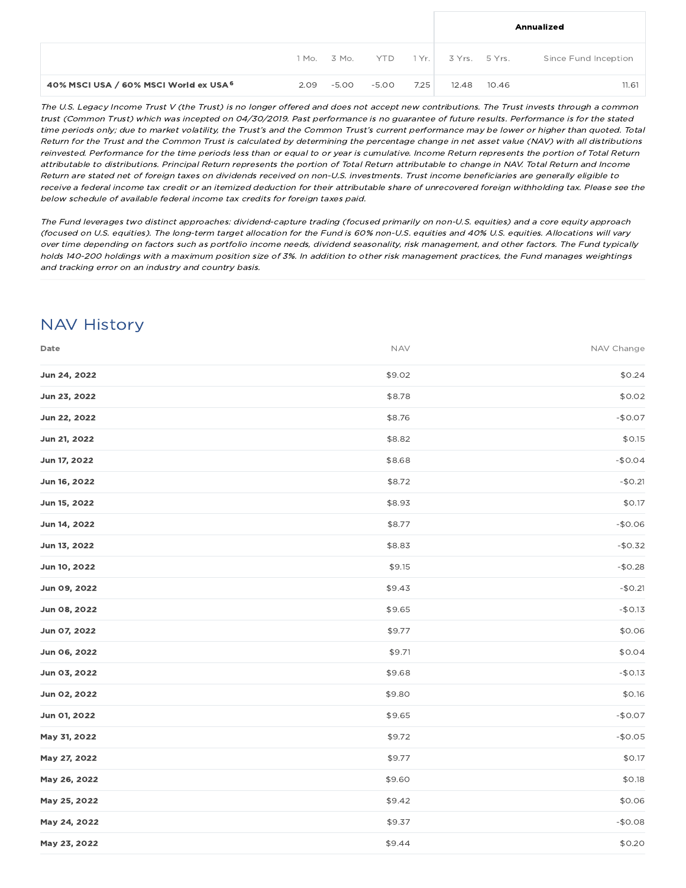| | | | | | Annualized | | |
|---|---|---|---|---|---|---|---|
| | 1 Mo. | 3 Mo. | YTD | 1 Yr. | 3 Yrs. | 5 Yrs. | Since Fund Inception |
| **40% MSCI USA / 60% MSCI World ex USA [6]** | 2.09 | -5.00 | -5.00 | 7.25 | 12.48 | 10.46 | 11.61 |

*The U.S. Legacy Income Trust V (the Trust) is no longer offered and does not accept new contributions. The Trust invests through a common trust (Common Trust) which was incepted on 04/30/2019. Past performance is no guarantee of future results. Performance is for the stated time periods only; due to market volatility, the Trust's and the Common Trust's current performance may be lower or higher than quoted. Total Return for the Trust and the Common Trust is calculated by determining the percentage change in net asset value (NAV) with all distributions reinvested. Performance for the time periods less than or equal to or year is cumulative. Income Return represents the portion of Total Return attributable to distributions. Principal Return represents the portion of Total Return attributable to change in NAV. Total Return and Income Return are stated net of foreign taxes on dividends received on non-U.S. investments. Trust income beneficiaries are generally eligible to receive a federal income tax credit or an itemized deduction for their attributable share of unrecovered foreign withholding tax. Please see the below schedule of available federal income tax credits for foreign taxes paid.*

*The Fund leverages two distinct approaches: dividend-capture trading (focused primarily on non-U.S. equities) and a core equity approach (focused on U.S. equities). The long-term target allocation for the Fund is 60% non-U.S. equities and 40% U.S. equities. Allocations will vary over time depending on factors such as portfolio income needs, dividend seasonality, risk management, and other factors. The Fund typically holds 140-200 holdings with a maximum position size of 3%. In addition to other risk management practices, the Fund manages weightings and tracking error on an industry and country basis.*

## NAV History

| Date | NAV | NAV Change |
|---|---|---|
| **Jun 24, 2022** | $9.02 | $0.24 |
| **Jun 23, 2022** | $8.78 | $0.02 |
| **Jun 22, 2022** | $8.76 | -$0.07 |
| **Jun 21, 2022** | $8.82 | $0.15 |
| **Jun 17, 2022** | $8.68 | -$0.04 |
| **Jun 16, 2022** | $8.72 | -$0.21 |
| **Jun 15, 2022** | $8.93 | $0.17 |
| **Jun 14, 2022** | $8.77 | -$0.06 |
| **Jun 13, 2022** | $8.83 | -$0.32 |
| **Jun 10, 2022** | $9.15 | -$0.28 |
| **Jun 09, 2022** | $9.43 | -$0.21 |
| **Jun 08, 2022** | $9.65 | -$0.13 |
| **Jun 07, 2022** | $9.77 | $0.06 |
| **Jun 06, 2022** | $9.71 | $0.04 |
| **Jun 03, 2022** | $9.68 | -$0.13 |
| **Jun 02, 2022** | $9.80 | $0.16 |
| **Jun 01, 2022** | $9.65 | -$0.07 |
| **May 31, 2022** | $9.72 | -$0.05 |
| **May 27, 2022** | $9.77 | $0.17 |
| **May 26, 2022** | $9.60 | $0.18 |
| **May 25, 2022** | $9.42 | $0.06 |
| **May 24, 2022** | $9.37 | -$0.08 |
| **May 23, 2022** | $9.44 | $0.20 |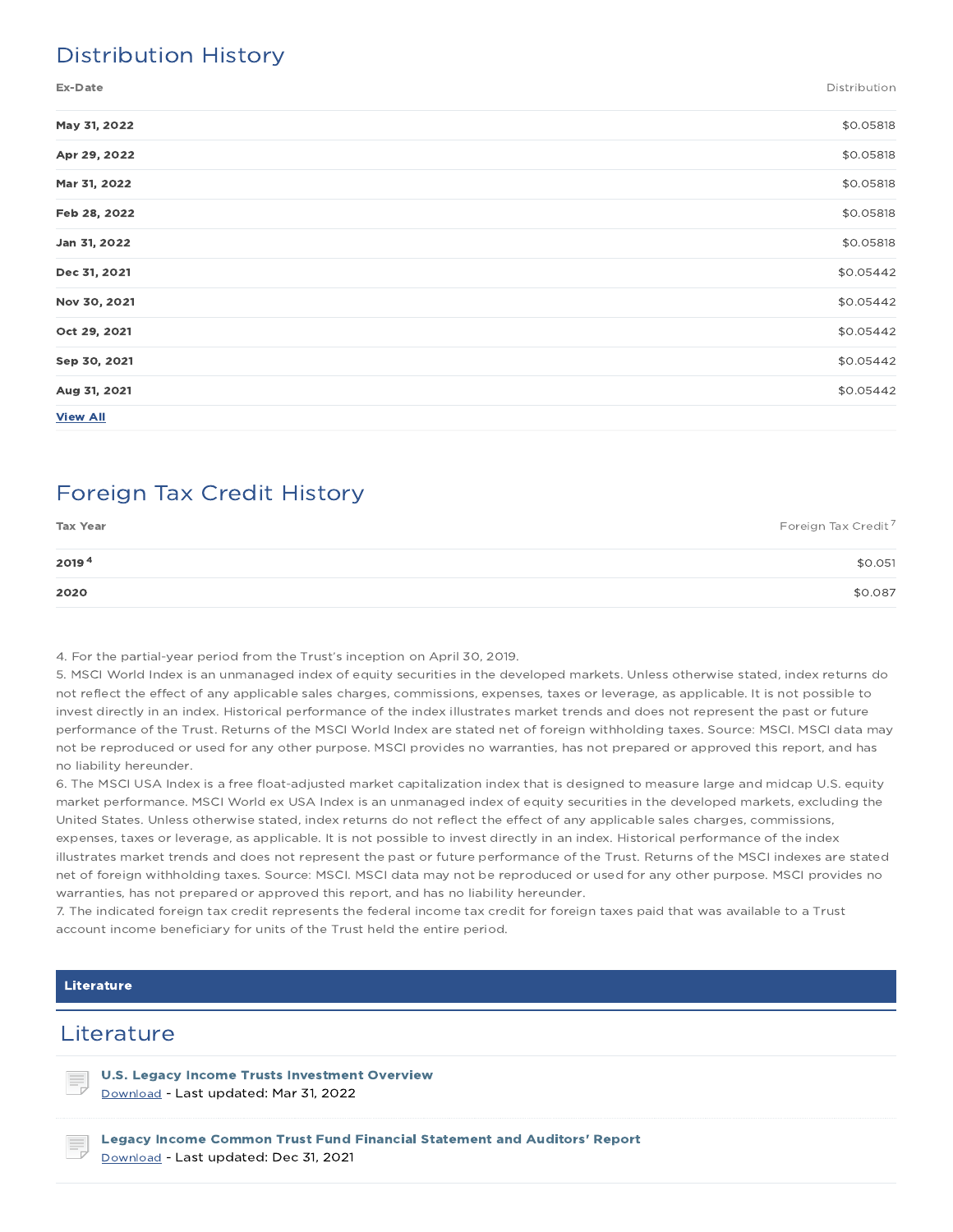## Distribution History

| Ex-Date | Distribution |
|---|---|
| **May 31, 2022** | $0.05818 |
| **Apr 29, 2022** | $0.05818 |
| **Mar 31, 2022** | $0.05818 |
| **Feb 28, 2022** | $0.05818 |
| **Jan 31, 2022** | $0.05818 |
| **Dec 31, 2021** | $0.05442 |
| **Nov 30, 2021** | $0.05442 |
| **Oct 29, 2021** | $0.05442 |
| **Sep 30, 2021** | $0.05442 |
| **Aug 31, 2021** | $0.05442 |

**View All**

## Foreign Tax Credit History

| Tax Year | Foreign Tax Credit [7] |
|---|---|
| **2019** [4] | $0.051 |
| **2020** | $0.087 |

4. For the partial-year period from the Trust's inception on April 30, 2019.
5. MSCI World Index is an unmanaged index of equity securities in the developed markets. Unless otherwise stated, index returns do not reflect the effect of any applicable sales charges, commissions, expenses, taxes or leverage, as applicable. It is not possible to invest directly in an index. Historical performance of the index illustrates market trends and does not represent the past or future performance of the Trust. Returns of the MSCI World Index are stated net of foreign withholding taxes. Source: MSCI. MSCI data may not be reproduced or used for any other purpose. MSCI provides no warranties, has not prepared or approved this report, and has no liability hereunder.
6. The MSCI USA Index is a free float-adjusted market capitalization index that is designed to measure large and midcap U.S. equity market performance. MSCI World ex USA Index is an unmanaged index of equity securities in the developed markets, excluding the United States. Unless otherwise stated, index returns do not reflect the effect of any applicable sales charges, commissions, expenses, taxes or leverage, as applicable. It is not possible to invest directly in an index. Historical performance of the index illustrates market trends and does not represent the past or future performance of the Trust. Returns of the MSCI indexes are stated net of foreign withholding taxes. Source: MSCI. MSCI data may not be reproduced or used for any other purpose. MSCI provides no warranties, has not prepared or approved this report, and has no liability hereunder.
7. The indicated foreign tax credit represents the federal income tax credit for foreign taxes paid that was available to a Trust account income beneficiary for units of the Trust held the entire period.

**Literature**

## Literature

**U.S. Legacy Income Trusts Investment Overview**
Download - Last updated: Mar 31, 2022

**Legacy Income Common Trust Fund Financial Statement and Auditors' Report**
Download - Last updated: Dec 31, 2021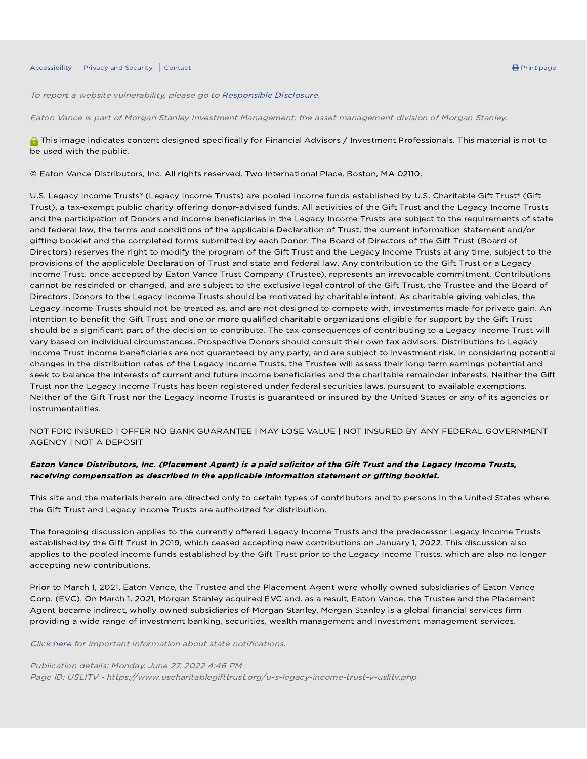Accessibility | Privacy and Security | Contact

Print page

*To report a website vulnerability, please go to Responsible Disclosure.*

*Eaton Vance is part of Morgan Stanley Investment Management, the asset management division of Morgan Stanley.*

This image indicates content designed specifically for Financial Advisors / Investment Professionals. This material is not to be used with the public.

© Eaton Vance Distributors, Inc. All rights reserved. Two International Place, Boston, MA 02110.

U.S. Legacy Income Trusts® (Legacy Income Trusts) are pooled income funds established by U.S. Charitable Gift Trust® (Gift Trust), a tax-exempt public charity offering donor-advised funds. All activities of the Gift Trust and the Legacy Income Trusts and the participation of Donors and income beneficiaries in the Legacy Income Trusts are subject to the requirements of state and federal law, the terms and conditions of the applicable Declaration of Trust, the current information statement and/or gifting booklet and the completed forms submitted by each Donor. The Board of Directors of the Gift Trust (Board of Directors) reserves the right to modify the program of the Gift Trust and the Legacy Income Trusts at any time, subject to the provisions of the applicable Declaration of Trust and state and federal law. Any contribution to the Gift Trust or a Legacy Income Trust, once accepted by Eaton Vance Trust Company (Trustee), represents an irrevocable commitment. Contributions cannot be rescinded or changed, and are subject to the exclusive legal control of the Gift Trust, the Trustee and the Board of Directors. Donors to the Legacy Income Trusts should be motivated by charitable intent. As charitable giving vehicles, the Legacy Income Trusts should not be treated as, and are not designed to compete with, investments made for private gain. An intention to benefit the Gift Trust and one or more qualified charitable organizations eligible for support by the Gift Trust should be a significant part of the decision to contribute. The tax consequences of contributing to a Legacy Income Trust will vary based on individual circumstances. Prospective Donors should consult their own tax advisors. Distributions to Legacy Income Trust income beneficiaries are not guaranteed by any party, and are subject to investment risk. In considering potential changes in the distribution rates of the Legacy Income Trusts, the Trustee will assess their long-term earnings potential and seek to balance the interests of current and future income beneficiaries and the charitable remainder interests. Neither the Gift Trust nor the Legacy Income Trusts has been registered under federal securities laws, pursuant to available exemptions. Neither of the Gift Trust nor the Legacy Income Trusts is guaranteed or insured by the United States or any of its agencies or instrumentalities.

NOT FDIC INSURED | OFFER NO BANK GUARANTEE | MAY LOSE VALUE | NOT INSURED BY ANY FEDERAL GOVERNMENT AGENCY | NOT A DEPOSIT

***Eaton Vance Distributors, Inc. (Placement Agent) is a paid solicitor of the Gift Trust and the Legacy Income Trusts, receiving compensation as described in the applicable information statement or gifting booklet.***

This site and the materials herein are directed only to certain types of contributors and to persons in the United States where the Gift Trust and Legacy Income Trusts are authorized for distribution.

The foregoing discussion applies to the currently offered Legacy Income Trusts and the predecessor Legacy Income Trusts established by the Gift Trust in 2019, which ceased accepting new contributions on January 1, 2022. This discussion also applies to the pooled income funds established by the Gift Trust prior to the Legacy Income Trusts, which are also no longer accepting new contributions.

Prior to March 1, 2021, Eaton Vance, the Trustee and the Placement Agent were wholly owned subsidiaries of Eaton Vance Corp. (EVC). On March 1, 2021, Morgan Stanley acquired EVC and, as a result, Eaton Vance, the Trustee and the Placement Agent became indirect, wholly owned subsidiaries of Morgan Stanley. Morgan Stanley is a global financial services firm providing a wide range of investment banking, securities, wealth management and investment management services.

*Click here for important information about state notifications.*

*Publication details: Monday, June 27, 2022 4:46 PM*
*Page ID: USLITV - https://www.uscharitablegifttrust.org/u-s-legacy-income-trust-v-uslitv.php*